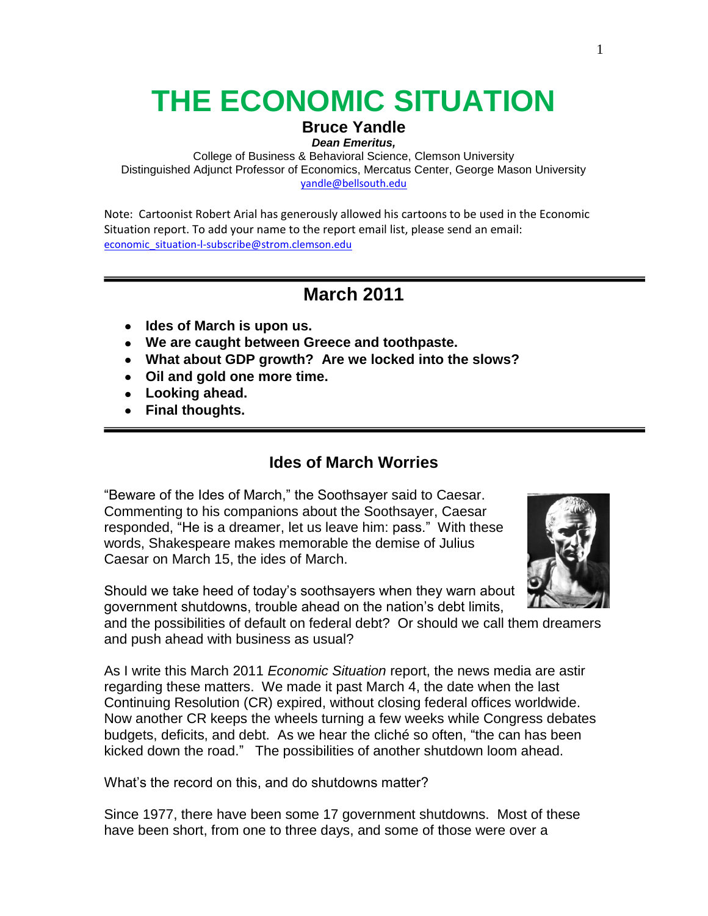# THE ECONOMIC SITUATION

**Bruce Yandle**

***Dean Emeritus,***

College of Business & Behavioral Science, Clemson University

Distinguished Adjunct Professor of Economics, Mercatus Center, George Mason University

yandle@bellsouth.edu

Note: Cartoonist Robert Arial has generously allowed his cartoons to be used in the Economic Situation report. To add your name to the report email list, please send an email: economic_situation-l-subscribe@strom.clemson.edu

## March 2011

- **Ides of March is upon us.**
- **We are caught between Greece and toothpaste.**
- **What about GDP growth? Are we locked into the slows?**
- **Oil and gold one more time.**
- **Looking ahead.**
- **Final thoughts.**

### Ides of March Worries

"Beware of the Ides of March," the Soothsayer said to Caesar. Commenting to his companions about the Soothsayer, Caesar responded, "He is a dreamer, let us leave him: pass." With these words, Shakespeare makes memorable the demise of Julius Caesar on March 15, the ides of March.

Should we take heed of today's soothsayers when they warn about government shutdowns, trouble ahead on the nation's debt limits, and the possibilities of default on federal debt? Or should we call them dreamers and push ahead with business as usual?

As I write this March 2011 *Economic Situation* report, the news media are astir regarding these matters. We made it past March 4, the date when the last Continuing Resolution (CR) expired, without closing federal offices worldwide. Now another CR keeps the wheels turning a few weeks while Congress debates budgets, deficits, and debt. As we hear the cliché so often, "the can has been kicked down the road." The possibilities of another shutdown loom ahead.

What's the record on this, and do shutdowns matter?

Since 1977, there have been some 17 government shutdowns. Most of these have been short, from one to three days, and some of those were over a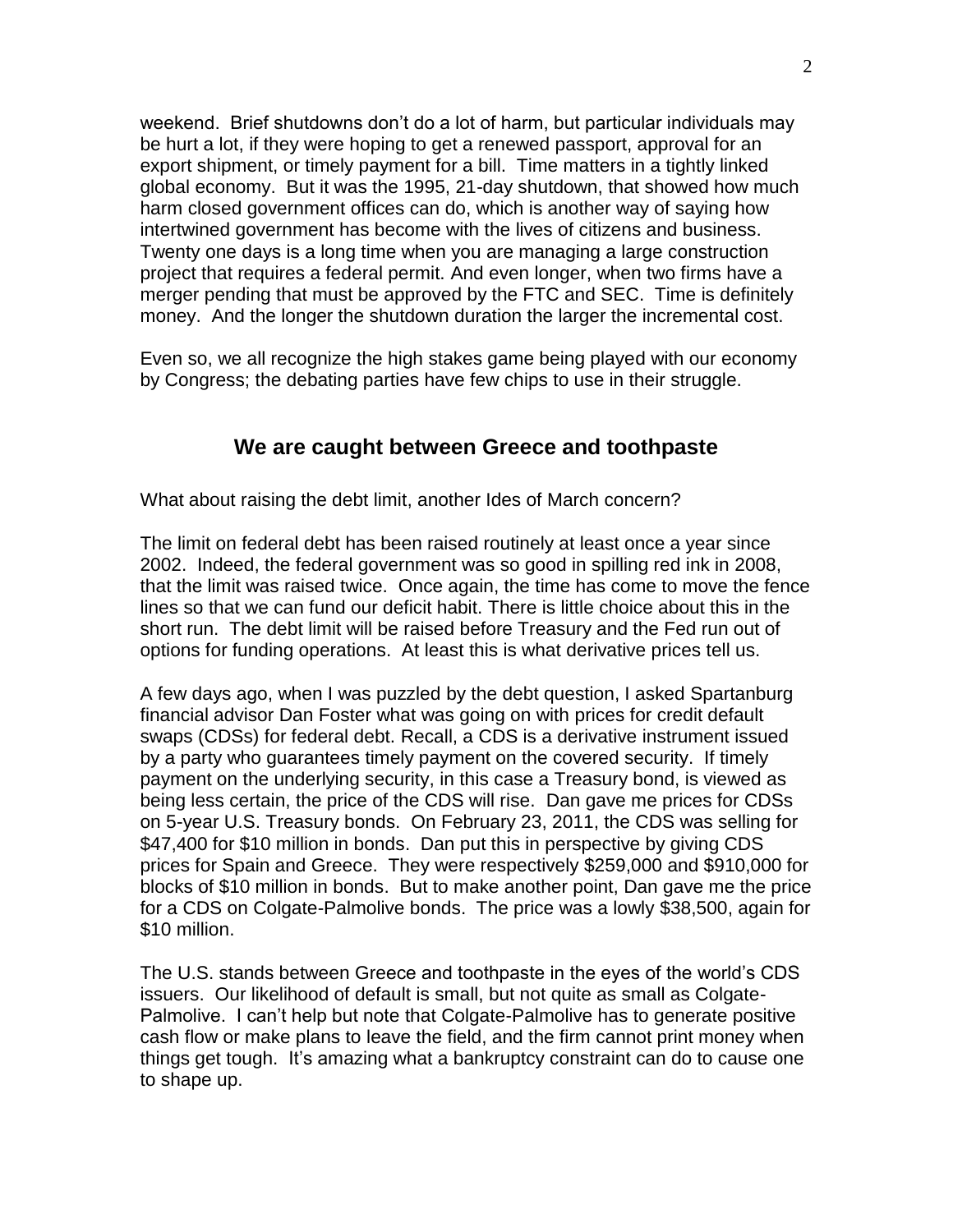weekend. Brief shutdowns don't do a lot of harm, but particular individuals may be hurt a lot, if they were hoping to get a renewed passport, approval for an export shipment, or timely payment for a bill. Time matters in a tightly linked global economy. But it was the 1995, 21-day shutdown, that showed how much harm closed government offices can do, which is another way of saying how intertwined government has become with the lives of citizens and business. Twenty one days is a long time when you are managing a large construction project that requires a federal permit. And even longer, when two firms have a merger pending that must be approved by the FTC and SEC. Time is definitely money. And the longer the shutdown duration the larger the incremental cost.

Even so, we all recognize the high stakes game being played with our economy by Congress; the debating parties have few chips to use in their struggle.

## We are caught between Greece and toothpaste

What about raising the debt limit, another Ides of March concern?

The limit on federal debt has been raised routinely at least once a year since 2002. Indeed, the federal government was so good in spilling red ink in 2008, that the limit was raised twice. Once again, the time has come to move the fence lines so that we can fund our deficit habit. There is little choice about this in the short run. The debt limit will be raised before Treasury and the Fed run out of options for funding operations. At least this is what derivative prices tell us.

A few days ago, when I was puzzled by the debt question, I asked Spartanburg financial advisor Dan Foster what was going on with prices for credit default swaps (CDSs) for federal debt. Recall, a CDS is a derivative instrument issued by a party who guarantees timely payment on the covered security. If timely payment on the underlying security, in this case a Treasury bond, is viewed as being less certain, the price of the CDS will rise. Dan gave me prices for CDSs on 5-year U.S. Treasury bonds. On February 23, 2011, the CDS was selling for $47,400 for $10 million in bonds. Dan put this in perspective by giving CDS prices for Spain and Greece. They were respectively $259,000 and $910,000 for blocks of $10 million in bonds. But to make another point, Dan gave me the price for a CDS on Colgate-Palmolive bonds. The price was a lowly $38,500, again for $10 million.

The U.S. stands between Greece and toothpaste in the eyes of the world's CDS issuers. Our likelihood of default is small, but not quite as small as Colgate-Palmolive. I can't help but note that Colgate-Palmolive has to generate positive cash flow or make plans to leave the field, and the firm cannot print money when things get tough. It's amazing what a bankruptcy constraint can do to cause one to shape up.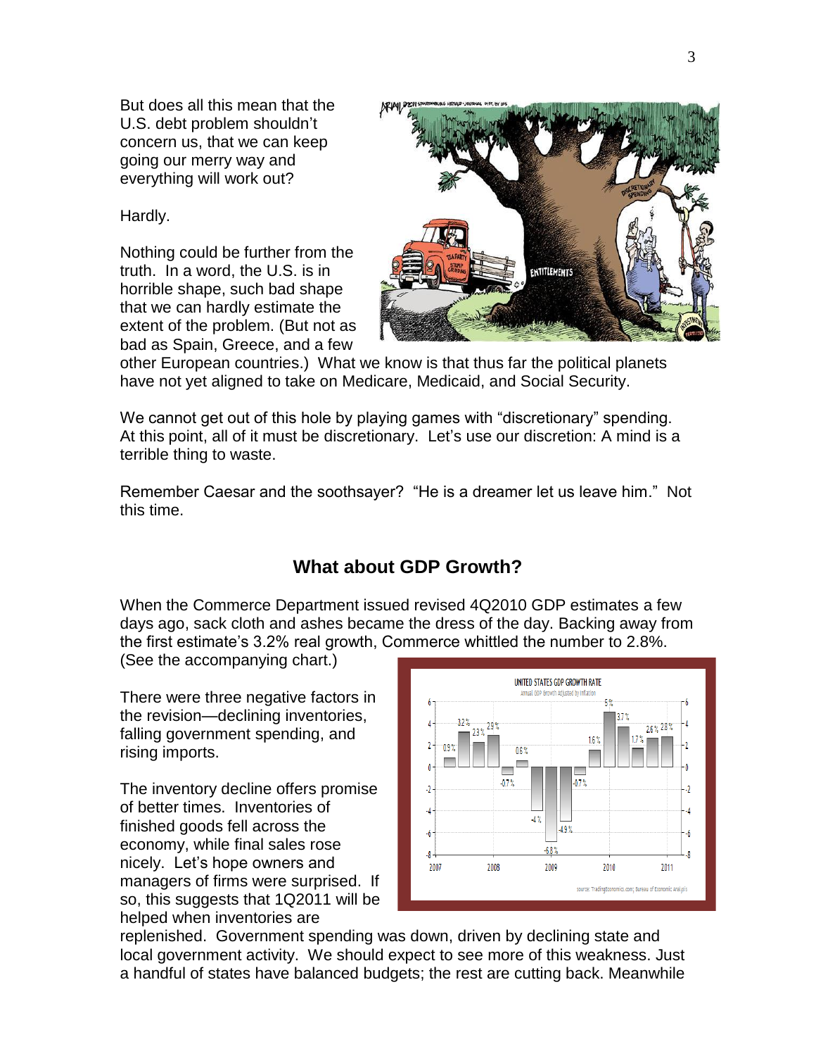But does all this mean that the U.S. debt problem shouldn't concern us, that we can keep going our merry way and everything will work out?

Hardly.

Nothing could be further from the truth. In a word, the U.S. is in horrible shape, such bad shape that we can hardly estimate the extent of the problem. (But not as bad as Spain, Greece, and a few other European countries.) What we know is that thus far the political planets have not yet aligned to take on Medicare, Medicaid, and Social Security.

We cannot get out of this hole by playing games with "discretionary" spending. At this point, all of it must be discretionary. Let's use our discretion: A mind is a terrible thing to waste.

Remember Caesar and the soothsayer? "He is a dreamer let us leave him." Not this time.

## What about GDP Growth?

When the Commerce Department issued revised 4Q2010 GDP estimates a few days ago, sack cloth and ashes became the dress of the day. Backing away from the first estimate's 3.2% real growth, Commerce whittled the number to 2.8%. (See the accompanying chart.)

There were three negative factors in the revision—declining inventories, falling government spending, and rising imports.

The inventory decline offers promise of better times. Inventories of finished goods fell across the economy, while final sales rose nicely. Let's hope owners and managers of firms were surprised. If so, this suggests that 1Q2011 will be helped when inventories are replenished. Government spending was down, driven by declining state and local government activity. We should expect to see more of this weakness. Just a handful of states have balanced budgets; the rest are cutting back. Meanwhile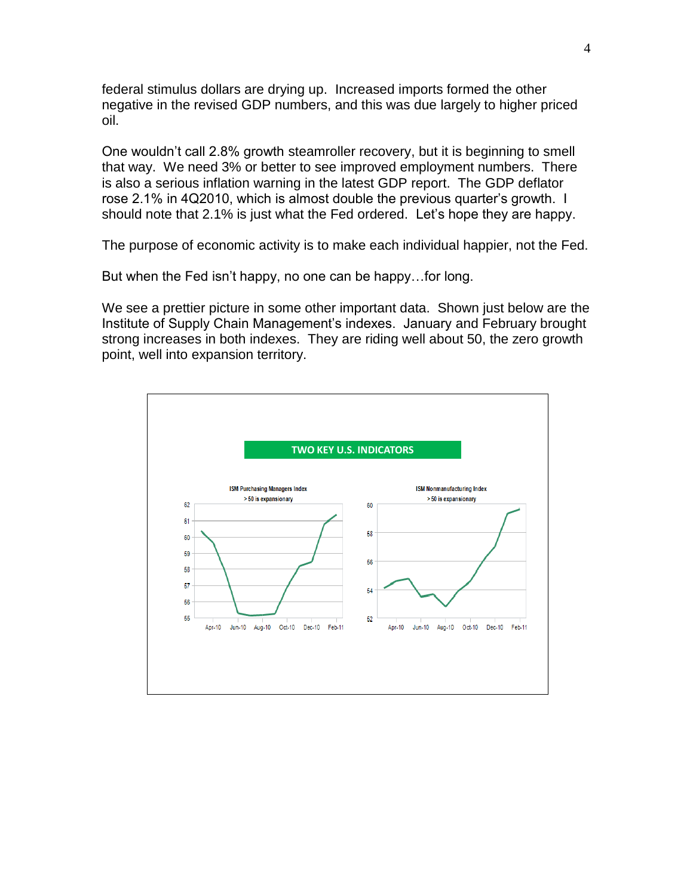federal stimulus dollars are drying up. Increased imports formed the other negative in the revised GDP numbers, and this was due largely to higher priced oil.

One wouldn't call 2.8% growth steamroller recovery, but it is beginning to smell that way. We need 3% or better to see improved employment numbers. There is also a serious inflation warning in the latest GDP report. The GDP deflator rose 2.1% in 4Q2010, which is almost double the previous quarter's growth. I should note that 2.1% is just what the Fed ordered. Let's hope they are happy.

The purpose of economic activity is to make each individual happier, not the Fed.

But when the Fed isn't happy, no one can be happy…for long.

We see a prettier picture in some other important data. Shown just below are the Institute of Supply Chain Management's indexes. January and February brought strong increases in both indexes. They are riding well about 50, the zero growth point, well into expansion territory.

**TWO KEY U.S. INDICATORS**

ISM Purchasing Managers Index
> 50 is expansionary

ISM Nonmanufacturing Index
> 50 is expansionary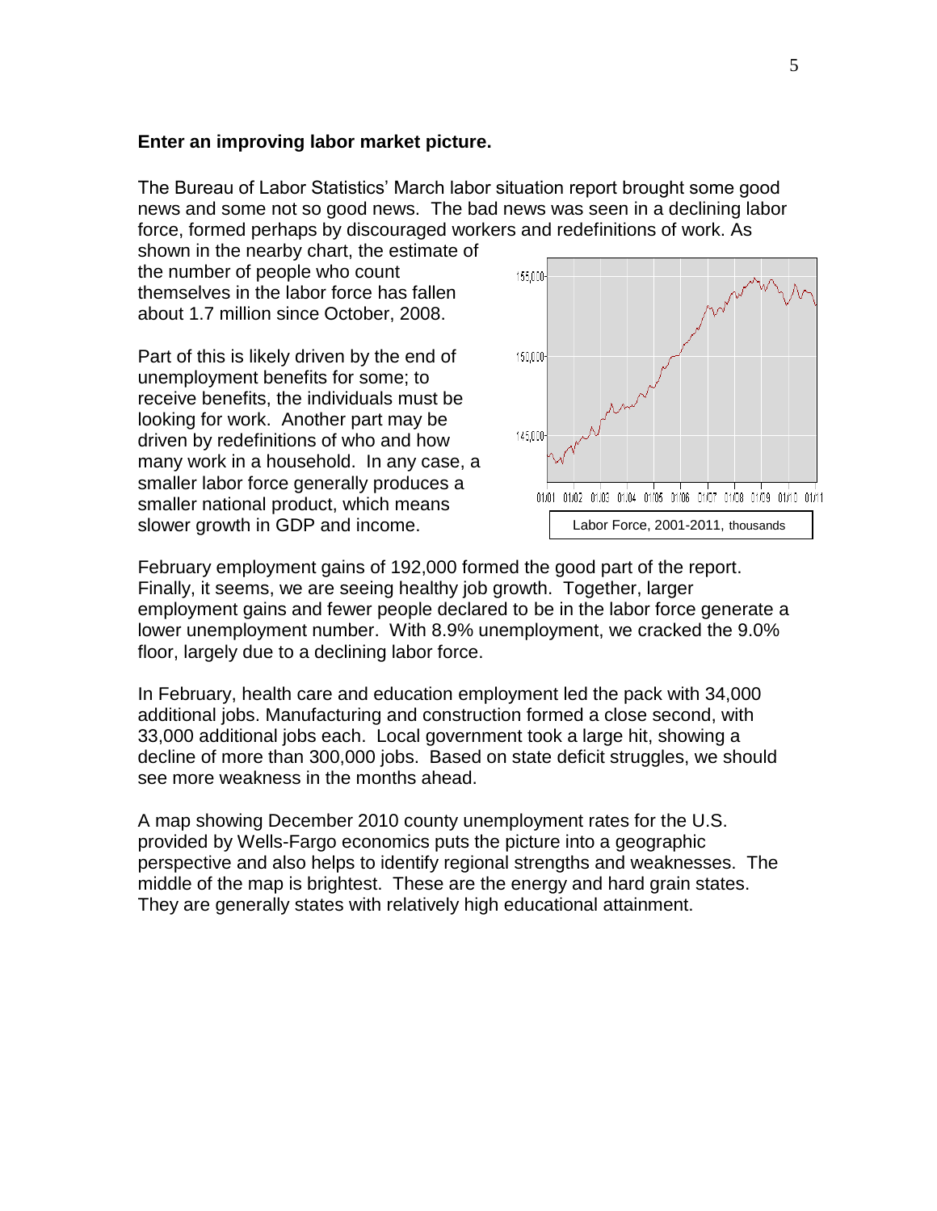**Enter an improving labor market picture.**

The Bureau of Labor Statistics' March labor situation report brought some good news and some not so good news. The bad news was seen in a declining labor force, formed perhaps by discouraged workers and redefinitions of work. As shown in the nearby chart, the estimate of the number of people who count themselves in the labor force has fallen about 1.7 million since October, 2008.

Part of this is likely driven by the end of unemployment benefits for some; to receive benefits, the individuals must be looking for work. Another part may be driven by redefinitions of who and how many work in a household. In any case, a smaller labor force generally produces a smaller national product, which means slower growth in GDP and income.

Labor Force, 2001-2011, thousands

February employment gains of 192,000 formed the good part of the report. Finally, it seems, we are seeing healthy job growth. Together, larger employment gains and fewer people declared to be in the labor force generate a lower unemployment number. With 8.9% unemployment, we cracked the 9.0% floor, largely due to a declining labor force.

In February, health care and education employment led the pack with 34,000 additional jobs. Manufacturing and construction formed a close second, with 33,000 additional jobs each. Local government took a large hit, showing a decline of more than 300,000 jobs. Based on state deficit struggles, we should see more weakness in the months ahead.

A map showing December 2010 county unemployment rates for the U.S. provided by Wells-Fargo economics puts the picture into a geographic perspective and also helps to identify regional strengths and weaknesses. The middle of the map is brightest. These are the energy and hard grain states. They are generally states with relatively high educational attainment.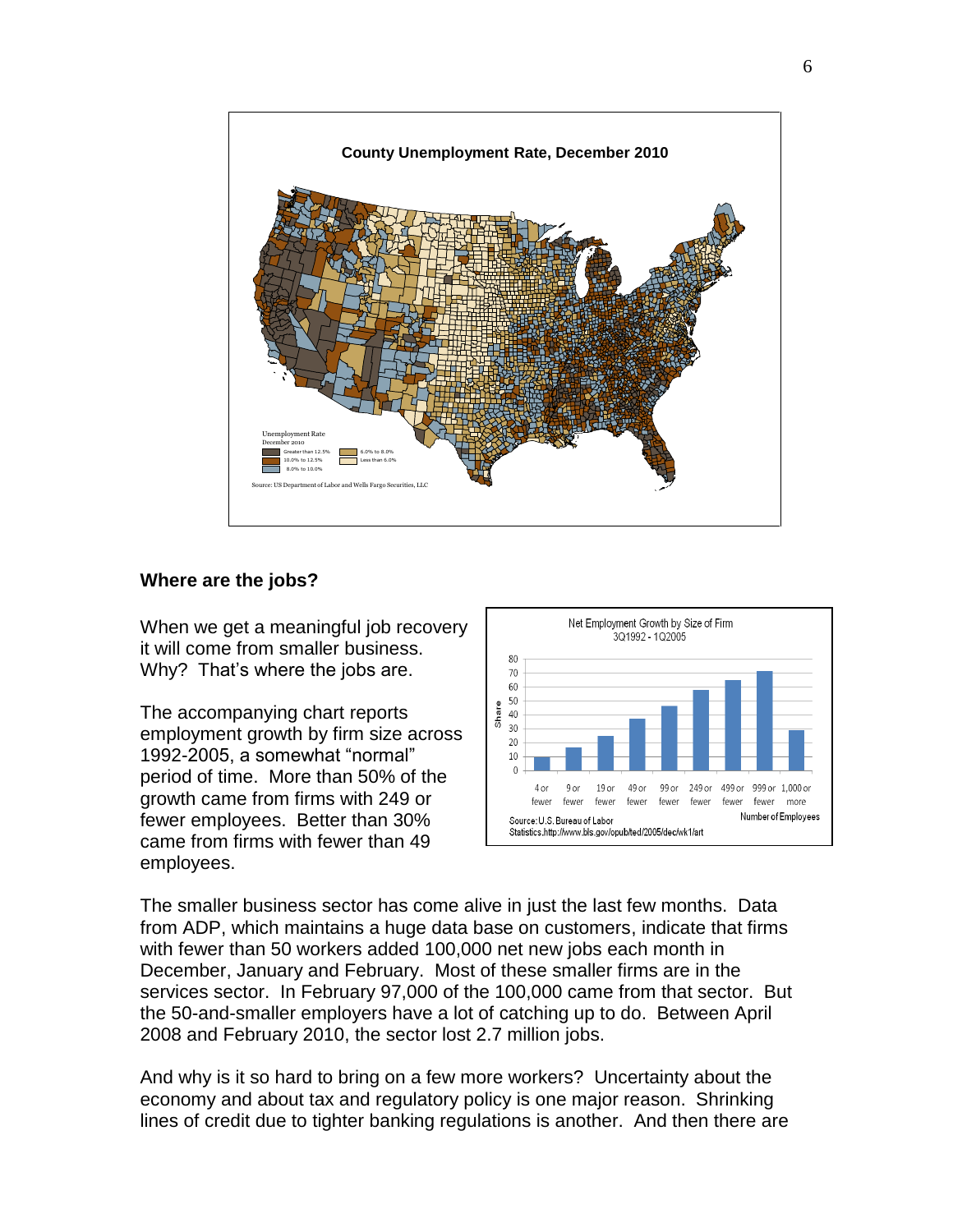**County Unemployment Rate, December 2010**

Unemployment Rate December 2010

- Greater than 12.5%
- 10.0% to 12.5%
- 8.0% to 10.0%
- 6.0% to 8.0%
- Less than 6.0%

Source: US Department of Labor and Wells Fargo Securities, LLC

### Where are the jobs?

When we get a meaningful job recovery it will come from smaller business. Why? That's where the jobs are.

The accompanying chart reports employment growth by firm size across 1992-2005, a somewhat "normal" period of time. More than 50% of the growth came from firms with 249 or fewer employees. Better than 30% came from firms with fewer than 49 employees.

Net Employment Growth by Size of Firm
3Q1992 - 1Q2005

| Number of Employees | Share |
|---|---|
| 4 or fewer | 10 |
| 9 or fewer | 17 |
| 19 or fewer | 25 |
| 49 or fewer | 37 |
| 99 or fewer | 46 |
| 249 or fewer | 58 |
| 499 or fewer | 65 |
| 999 or fewer | 71 |
| 1,000 or more | 29 |

Source: U.S. Bureau of Labor Statistics.http://www.bls.gov/opub/ted/2005/dec/wk1/art

The smaller business sector has come alive in just the last few months. Data from ADP, which maintains a huge data base on customers, indicate that firms with fewer than 50 workers added 100,000 net new jobs each month in December, January and February. Most of these smaller firms are in the services sector. In February 97,000 of the 100,000 came from that sector. But the 50-and-smaller employers have a lot of catching up to do. Between April 2008 and February 2010, the sector lost 2.7 million jobs.

And why is it so hard to bring on a few more workers? Uncertainty about the economy and about tax and regulatory policy is one major reason. Shrinking lines of credit due to tighter banking regulations is another. And then there are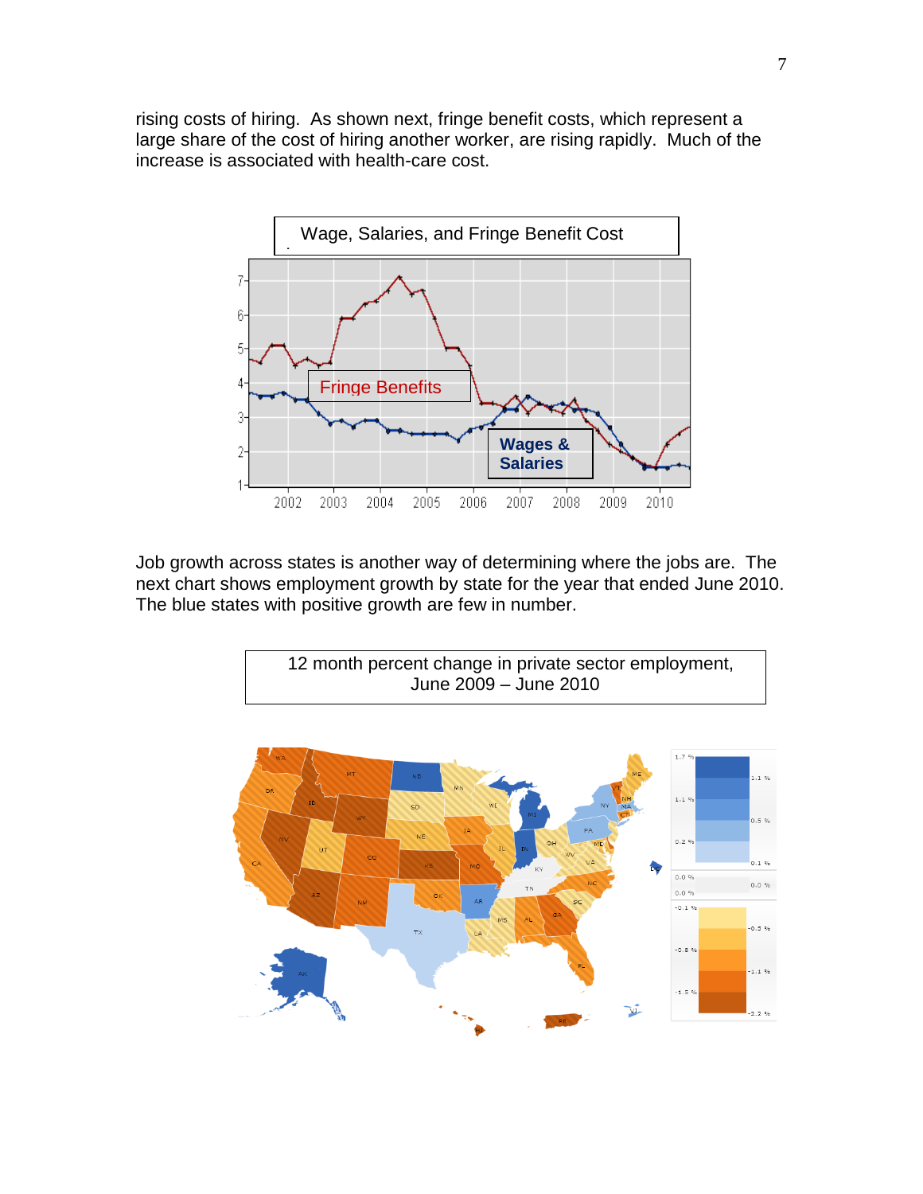rising costs of hiring. As shown next, fringe benefit costs, which represent a large share of the cost of hiring another worker, are rising rapidly. Much of the increase is associated with health-care cost.

Wage, Salaries, and Fringe Benefit Cost

Job growth across states is another way of determining where the jobs are. The next chart shows employment growth by state for the year that ended June 2010. The blue states with positive growth are few in number.

12 month percent change in private sector employment, June 2009 – June 2010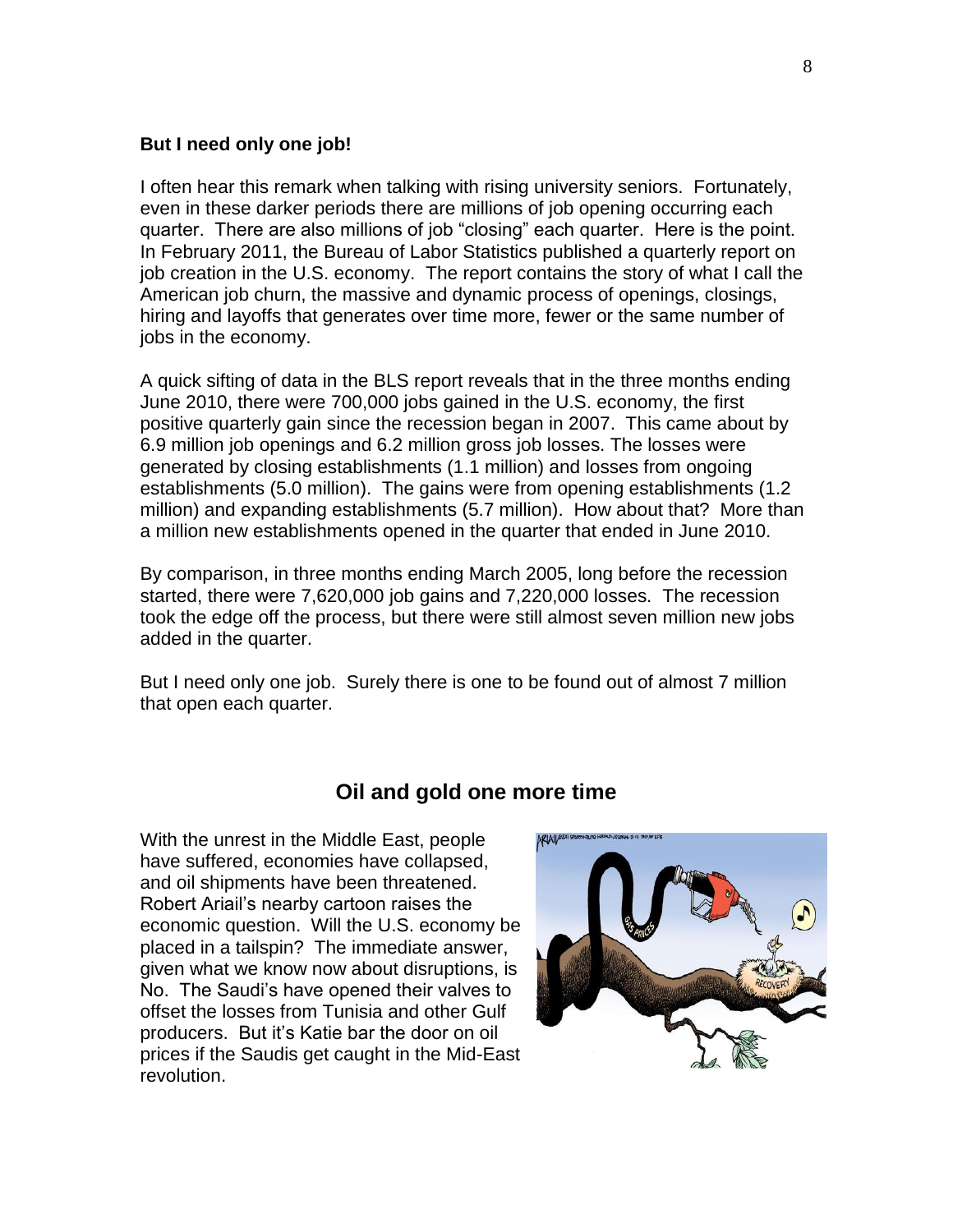**But I need only one job!**

I often hear this remark when talking with rising university seniors. Fortunately, even in these darker periods there are millions of job opening occurring each quarter. There are also millions of job "closing" each quarter. Here is the point. In February 2011, the Bureau of Labor Statistics published a quarterly report on job creation in the U.S. economy. The report contains the story of what I call the American job churn, the massive and dynamic process of openings, closings, hiring and layoffs that generates over time more, fewer or the same number of jobs in the economy.

A quick sifting of data in the BLS report reveals that in the three months ending June 2010, there were 700,000 jobs gained in the U.S. economy, the first positive quarterly gain since the recession began in 2007. This came about by 6.9 million job openings and 6.2 million gross job losses. The losses were generated by closing establishments (1.1 million) and losses from ongoing establishments (5.0 million). The gains were from opening establishments (1.2 million) and expanding establishments (5.7 million). How about that? More than a million new establishments opened in the quarter that ended in June 2010.

By comparison, in three months ending March 2005, long before the recession started, there were 7,620,000 job gains and 7,220,000 losses. The recession took the edge off the process, but there were still almost seven million new jobs added in the quarter.

But I need only one job. Surely there is one to be found out of almost 7 million that open each quarter.

## Oil and gold one more time

With the unrest in the Middle East, people have suffered, economies have collapsed, and oil shipments have been threatened. Robert Ariail's nearby cartoon raises the economic question. Will the U.S. economy be placed in a tailspin? The immediate answer, given what we know now about disruptions, is No. The Saudi's have opened their valves to offset the losses from Tunisia and other Gulf producers. But it's Katie bar the door on oil prices if the Saudis get caught in the Mid-East revolution.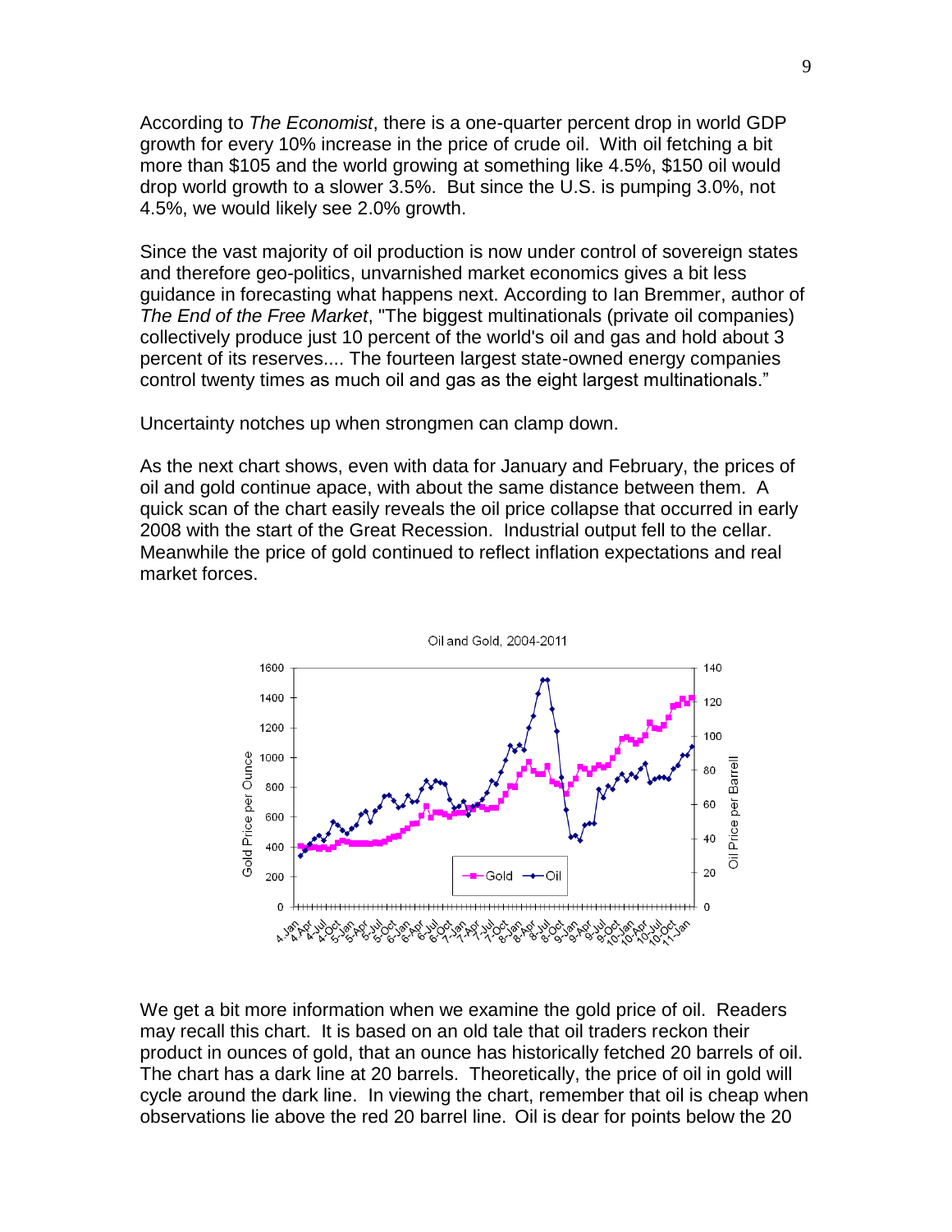According to *The Economist*, there is a one-quarter percent drop in world GDP growth for every 10% increase in the price of crude oil. With oil fetching a bit more than $105 and the world growing at something like 4.5%, $150 oil would drop world growth to a slower 3.5%. But since the U.S. is pumping 3.0%, not 4.5%, we would likely see 2.0% growth.

Since the vast majority of oil production is now under control of sovereign states and therefore geo-politics, unvarnished market economics gives a bit less guidance in forecasting what happens next. According to Ian Bremmer, author of *The End of the Free Market*, "The biggest multinationals (private oil companies) collectively produce just 10 percent of the world's oil and gas and hold about 3 percent of its reserves.... The fourteen largest state-owned energy companies control twenty times as much oil and gas as the eight largest multinationals."

Uncertainty notches up when strongmen can clamp down.

As the next chart shows, even with data for January and February, the prices of oil and gold continue apace, with about the same distance between them. A quick scan of the chart easily reveals the oil price collapse that occurred in early 2008 with the start of the Great Recession. Industrial output fell to the cellar. Meanwhile the price of gold continued to reflect inflation expectations and real market forces.

Oil and Gold, 2004-2011

We get a bit more information when we examine the gold price of oil. Readers may recall this chart. It is based on an old tale that oil traders reckon their product in ounces of gold, that an ounce has historically fetched 20 barrels of oil. The chart has a dark line at 20 barrels. Theoretically, the price of oil in gold will cycle around the dark line. In viewing the chart, remember that oil is cheap when observations lie above the red 20 barrel line. Oil is dear for points below the 20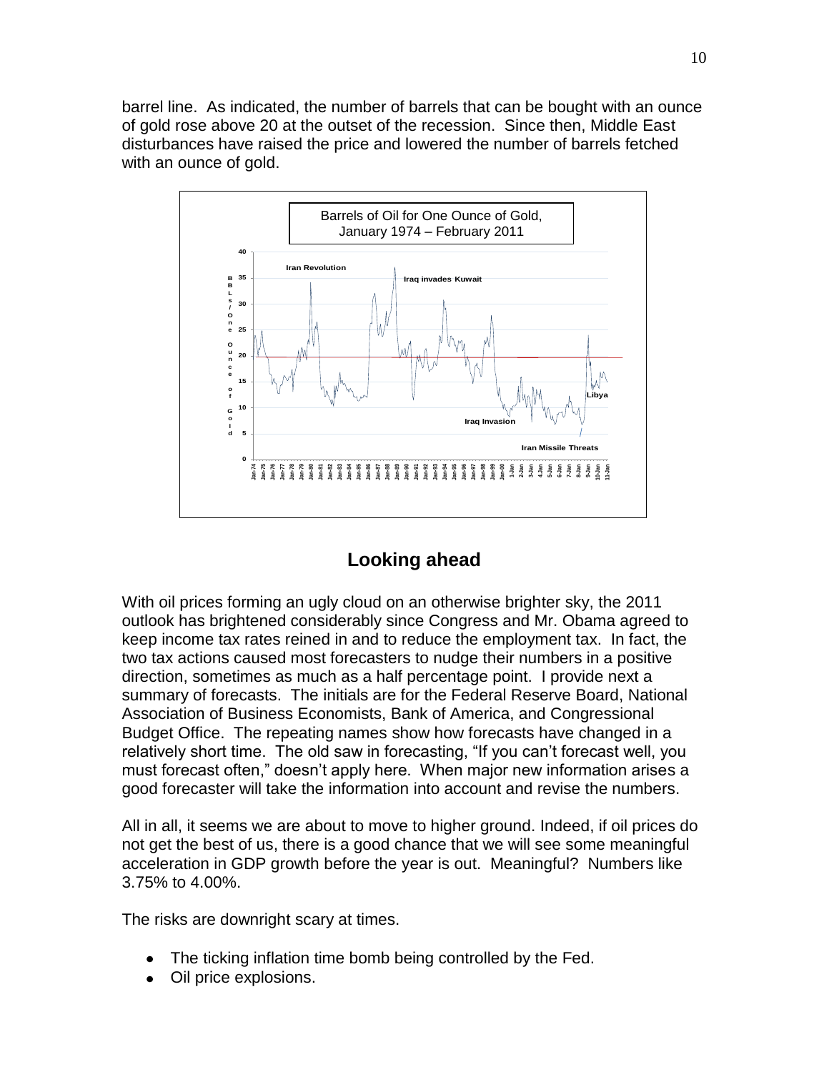barrel line. As indicated, the number of barrels that can be bought with an ounce of gold rose above 20 at the outset of the recession. Since then, Middle East disturbances have raised the price and lowered the number of barrels fetched with an ounce of gold.

## Looking ahead

With oil prices forming an ugly cloud on an otherwise brighter sky, the 2011 outlook has brightened considerably since Congress and Mr. Obama agreed to keep income tax rates reined in and to reduce the employment tax. In fact, the two tax actions caused most forecasters to nudge their numbers in a positive direction, sometimes as much as a half percentage point. I provide next a summary of forecasts. The initials are for the Federal Reserve Board, National Association of Business Economists, Bank of America, and Congressional Budget Office. The repeating names show how forecasts have changed in a relatively short time. The old saw in forecasting, "If you can't forecast well, you must forecast often," doesn't apply here. When major new information arises a good forecaster will take the information into account and revise the numbers.

All in all, it seems we are about to move to higher ground. Indeed, if oil prices do not get the best of us, there is a good chance that we will see some meaningful acceleration in GDP growth before the year is out. Meaningful? Numbers like 3.75% to 4.00%.

The risks are downright scary at times.

- The ticking inflation time bomb being controlled by the Fed.
- Oil price explosions.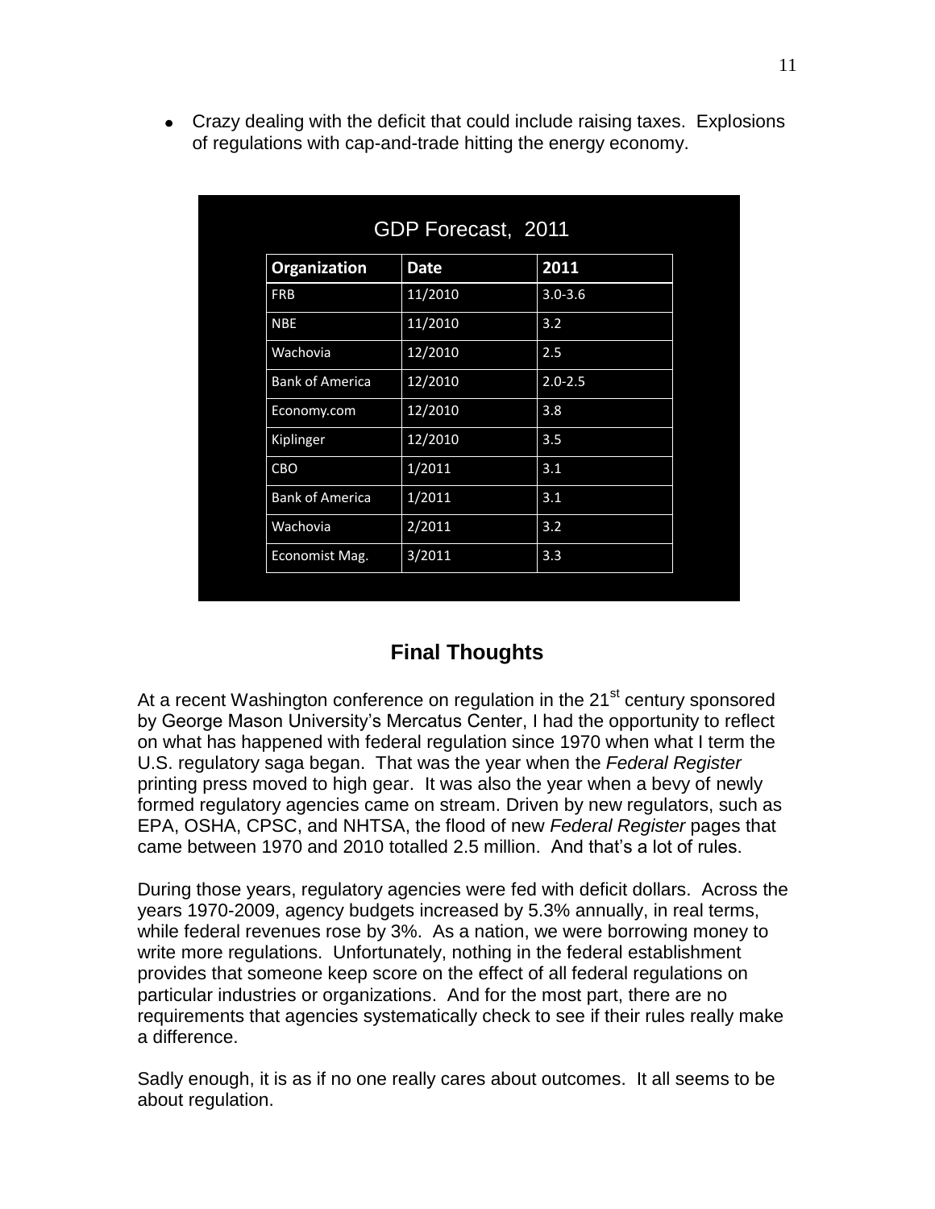- Crazy dealing with the deficit that could include raising taxes. Explosions of regulations with cap-and-trade hitting the energy economy.

GDP Forecast, 2011

| Organization | Date | 2011 |
|---|---|---|
| FRB | 11/2010 | 3.0-3.6 |
| NBE | 11/2010 | 3.2 |
| Wachovia | 12/2010 | 2.5 |
| Bank of America | 12/2010 | 2.0-2.5 |
| Economy.com | 12/2010 | 3.8 |
| Kiplinger | 12/2010 | 3.5 |
| CBO | 1/2011 | 3.1 |
| Bank of America | 1/2011 | 3.1 |
| Wachovia | 2/2011 | 3.2 |
| Economist Mag. | 3/2011 | 3.3 |

## Final Thoughts

At a recent Washington conference on regulation in the 21st century sponsored by George Mason University's Mercatus Center, I had the opportunity to reflect on what has happened with federal regulation since 1970 when what I term the U.S. regulatory saga began. That was the year when the *Federal Register* printing press moved to high gear. It was also the year when a bevy of newly formed regulatory agencies came on stream. Driven by new regulators, such as EPA, OSHA, CPSC, and NHTSA, the flood of new *Federal Register* pages that came between 1970 and 2010 totalled 2.5 million. And that's a lot of rules.

During those years, regulatory agencies were fed with deficit dollars. Across the years 1970-2009, agency budgets increased by 5.3% annually, in real terms, while federal revenues rose by 3%. As a nation, we were borrowing money to write more regulations. Unfortunately, nothing in the federal establishment provides that someone keep score on the effect of all federal regulations on particular industries or organizations. And for the most part, there are no requirements that agencies systematically check to see if their rules really make a difference.

Sadly enough, it is as if no one really cares about outcomes. It all seems to be about regulation.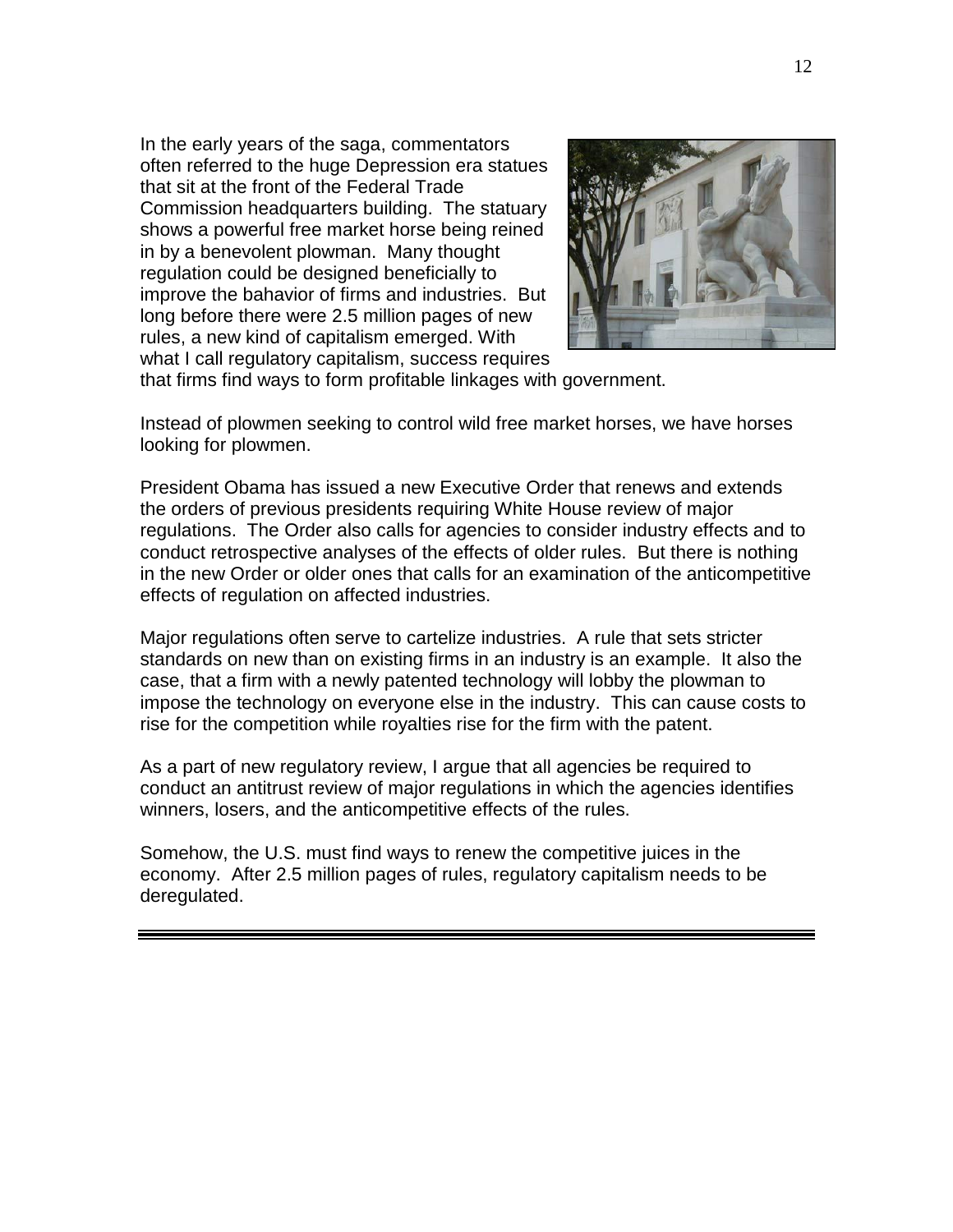In the early years of the saga, commentators often referred to the huge Depression era statues that sit at the front of the Federal Trade Commission headquarters building. The statuary shows a powerful free market horse being reined in by a benevolent plowman. Many thought regulation could be designed beneficially to improve the bahavior of firms and industries. But long before there were 2.5 million pages of new rules, a new kind of capitalism emerged. With what I call regulatory capitalism, success requires that firms find ways to form profitable linkages with government.

Instead of plowmen seeking to control wild free market horses, we have horses looking for plowmen.

President Obama has issued a new Executive Order that renews and extends the orders of previous presidents requiring White House review of major regulations. The Order also calls for agencies to consider industry effects and to conduct retrospective analyses of the effects of older rules. But there is nothing in the new Order or older ones that calls for an examination of the anticompetitive effects of regulation on affected industries.

Major regulations often serve to cartelize industries. A rule that sets stricter standards on new than on existing firms in an industry is an example. It also the case, that a firm with a newly patented technology will lobby the plowman to impose the technology on everyone else in the industry. This can cause costs to rise for the competition while royalties rise for the firm with the patent.

As a part of new regulatory review, I argue that all agencies be required to conduct an antitrust review of major regulations in which the agencies identifies winners, losers, and the anticompetitive effects of the rules.

Somehow, the U.S. must find ways to renew the competitive juices in the economy. After 2.5 million pages of rules, regulatory capitalism needs to be deregulated.